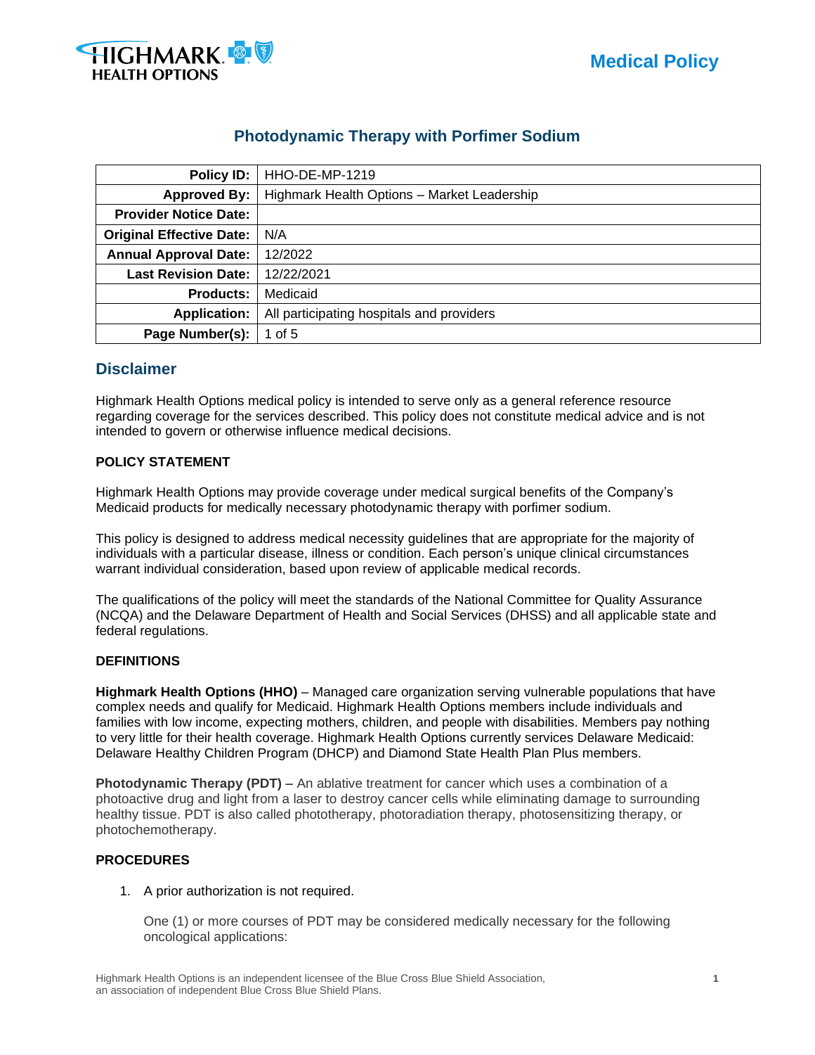# Photodynamic Therapy with Porfimer Sodium

| Policy ID: | HHO-DE-MP-1219 |
|---|---|
| Approved By: | Highmark Health Options – Market Leadership |
| Provider Notice Date: | |
| Original Effective Date: | N/A |
| Annual Approval Date: | 12/2022 |
| Last Revision Date: | 12/22/2021 |
| Products: | Medicaid |
| Application: | All participating hospitals and providers |
| Page Number(s): | 1 of 5 |

## Disclaimer

Highmark Health Options medical policy is intended to serve only as a general reference resource regarding coverage for the services described. This policy does not constitute medical advice and is not intended to govern or otherwise influence medical decisions.

### POLICY STATEMENT

Highmark Health Options may provide coverage under medical surgical benefits of the Company's Medicaid products for medically necessary photodynamic therapy with porfimer sodium.

This policy is designed to address medical necessity guidelines that are appropriate for the majority of individuals with a particular disease, illness or condition. Each person's unique clinical circumstances warrant individual consideration, based upon review of applicable medical records.

The qualifications of the policy will meet the standards of the National Committee for Quality Assurance (NCQA) and the Delaware Department of Health and Social Services (DHSS) and all applicable state and federal regulations.

### DEFINITIONS

**Highmark Health Options (HHO)** – Managed care organization serving vulnerable populations that have complex needs and qualify for Medicaid. Highmark Health Options members include individuals and families with low income, expecting mothers, children, and people with disabilities. Members pay nothing to very little for their health coverage. Highmark Health Options currently services Delaware Medicaid: Delaware Healthy Children Program (DHCP) and Diamond State Health Plan Plus members.

**Photodynamic Therapy (PDT)** – An ablative treatment for cancer which uses a combination of a photoactive drug and light from a laser to destroy cancer cells while eliminating damage to surrounding healthy tissue. PDT is also called phototherapy, photoradiation therapy, photosensitizing therapy, or photochemotherapy.

### PROCEDURES

1. A prior authorization is not required.

   One (1) or more courses of PDT may be considered medically necessary for the following oncological applications: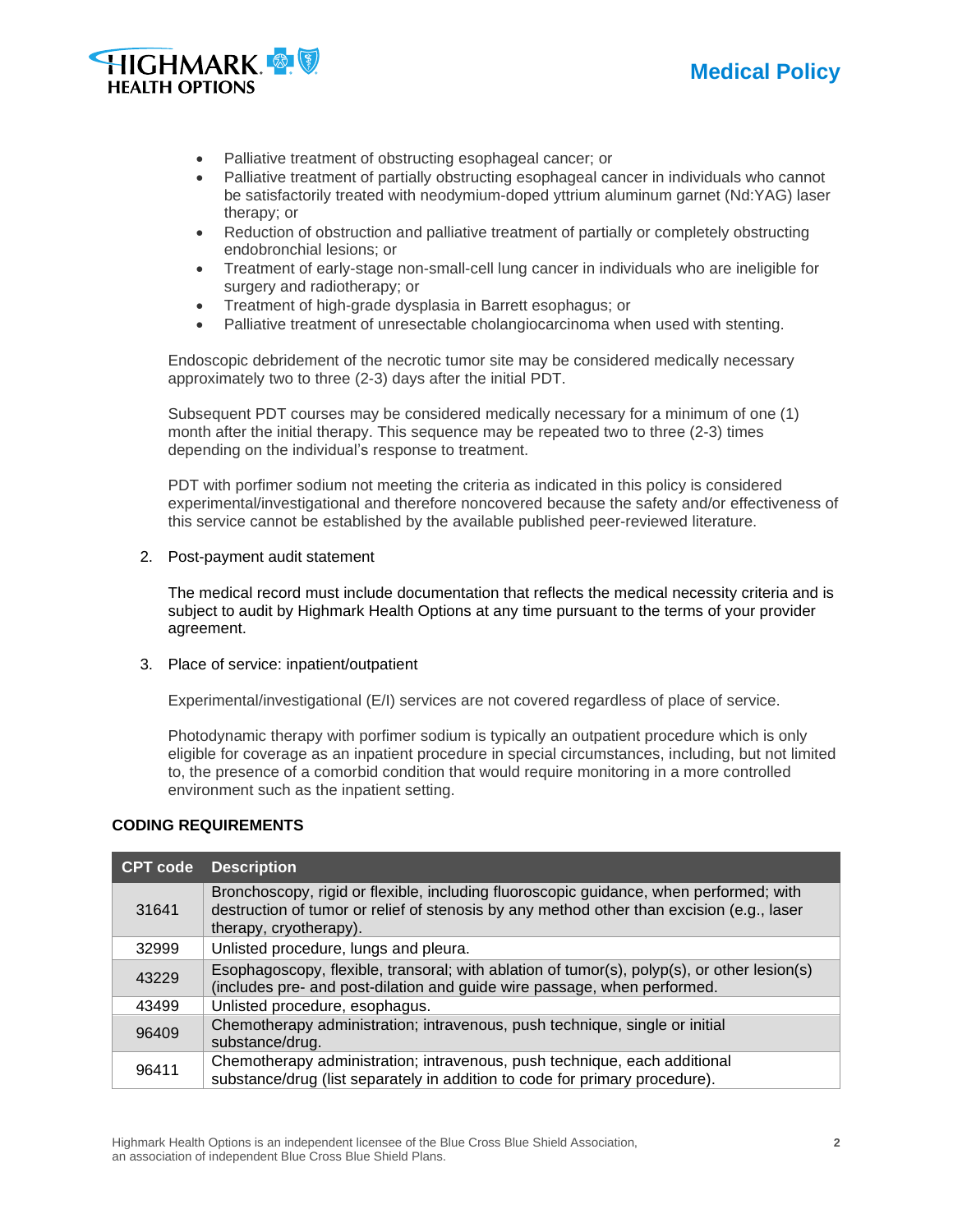- Palliative treatment of obstructing esophageal cancer; or
- Palliative treatment of partially obstructing esophageal cancer in individuals who cannot be satisfactorily treated with neodymium-doped yttrium aluminum garnet (Nd:YAG) laser therapy; or
- Reduction of obstruction and palliative treatment of partially or completely obstructing endobronchial lesions; or
- Treatment of early-stage non-small-cell lung cancer in individuals who are ineligible for surgery and radiotherapy; or
- Treatment of high-grade dysplasia in Barrett esophagus; or
- Palliative treatment of unresectable cholangiocarcinoma when used with stenting.

Endoscopic debridement of the necrotic tumor site may be considered medically necessary approximately two to three (2-3) days after the initial PDT.

Subsequent PDT courses may be considered medically necessary for a minimum of one (1) month after the initial therapy. This sequence may be repeated two to three (2-3) times depending on the individual's response to treatment.

PDT with porfimer sodium not meeting the criteria as indicated in this policy is considered experimental/investigational and therefore noncovered because the safety and/or effectiveness of this service cannot be established by the available published peer-reviewed literature.

2. Post-payment audit statement

   The medical record must include documentation that reflects the medical necessity criteria and is subject to audit by Highmark Health Options at any time pursuant to the terms of your provider agreement.

3. Place of service: inpatient/outpatient

   Experimental/investigational (E/I) services are not covered regardless of place of service.

   Photodynamic therapy with porfimer sodium is typically an outpatient procedure which is only eligible for coverage as an inpatient procedure in special circumstances, including, but not limited to, the presence of a comorbid condition that would require monitoring in a more controlled environment such as the inpatient setting.

## CODING REQUIREMENTS

| CPT code | Description |
|---|---|
| 31641 | Bronchoscopy, rigid or flexible, including fluoroscopic guidance, when performed; with destruction of tumor or relief of stenosis by any method other than excision (e.g., laser therapy, cryotherapy). |
| 32999 | Unlisted procedure, lungs and pleura. |
| 43229 | Esophagoscopy, flexible, transoral; with ablation of tumor(s), polyp(s), or other lesion(s) (includes pre- and post-dilation and guide wire passage, when performed. |
| 43499 | Unlisted procedure, esophagus. |
| 96409 | Chemotherapy administration; intravenous, push technique, single or initial substance/drug. |
| 96411 | Chemotherapy administration; intravenous, push technique, each additional substance/drug (list separately in addition to code for primary procedure). |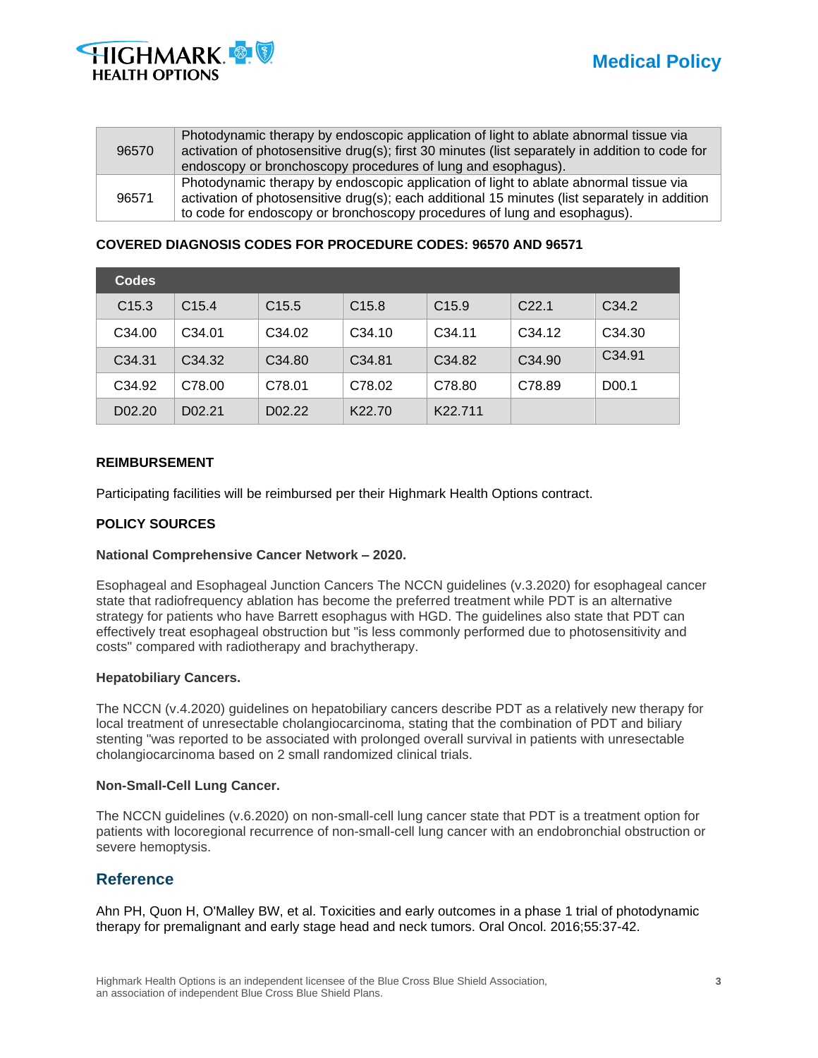| | |
|---|---|
| 96570 | Photodynamic therapy by endoscopic application of light to ablate abnormal tissue via activation of photosensitive drug(s); first 30 minutes (list separately in addition to code for endoscopy or bronchoscopy procedures of lung and esophagus). |
| 96571 | Photodynamic therapy by endoscopic application of light to ablate abnormal tissue via activation of photosensitive drug(s); each additional 15 minutes (list separately in addition to code for endoscopy or bronchoscopy procedures of lung and esophagus). |

**COVERED DIAGNOSIS CODES FOR PROCEDURE CODES: 96570 AND 96571**

| Codes | | | | | | |
|---|---|---|---|---|---|---|
| C15.3 | C15.4 | C15.5 | C15.8 | C15.9 | C22.1 | C34.2 |
| C34.00 | C34.01 | C34.02 | C34.10 | C34.11 | C34.12 | C34.30 |
| C34.31 | C34.32 | C34.80 | C34.81 | C34.82 | C34.90 | C34.91 |
| C34.92 | C78.00 | C78.01 | C78.02 | C78.80 | C78.89 | D00.1 |
| D02.20 | D02.21 | D02.22 | K22.70 | K22.711 | | |

**REIMBURSEMENT**

Participating facilities will be reimbursed per their Highmark Health Options contract.

**POLICY SOURCES**

**National Comprehensive Cancer Network – 2020.**

Esophageal and Esophageal Junction Cancers The NCCN guidelines (v.3.2020) for esophageal cancer state that radiofrequency ablation has become the preferred treatment while PDT is an alternative strategy for patients who have Barrett esophagus with HGD. The guidelines also state that PDT can effectively treat esophageal obstruction but "is less commonly performed due to photosensitivity and costs" compared with radiotherapy and brachytherapy.

**Hepatobiliary Cancers.**

The NCCN (v.4.2020) guidelines on hepatobiliary cancers describe PDT as a relatively new therapy for local treatment of unresectable cholangiocarcinoma, stating that the combination of PDT and biliary stenting "was reported to be associated with prolonged overall survival in patients with unresectable cholangiocarcinoma based on 2 small randomized clinical trials.

**Non-Small-Cell Lung Cancer.**

The NCCN guidelines (v.6.2020) on non-small-cell lung cancer state that PDT is a treatment option for patients with locoregional recurrence of non-small-cell lung cancer with an endobronchial obstruction or severe hemoptysis.

## Reference

Ahn PH, Quon H, O'Malley BW, et al. Toxicities and early outcomes in a phase 1 trial of photodynamic therapy for premalignant and early stage head and neck tumors. Oral Oncol. 2016;55:37-42.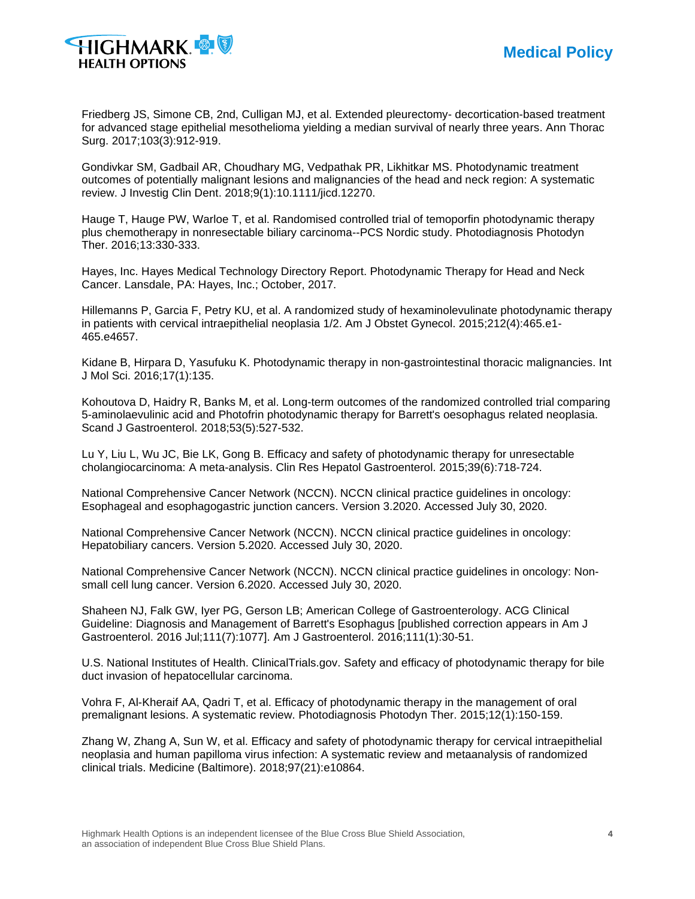Friedberg JS, Simone CB, 2nd, Culligan MJ, et al. Extended pleurectomy- decortication-based treatment for advanced stage epithelial mesothelioma yielding a median survival of nearly three years. Ann Thorac Surg. 2017;103(3):912-919.

Gondivkar SM, Gadbail AR, Choudhary MG, Vedpathak PR, Likhitkar MS. Photodynamic treatment outcomes of potentially malignant lesions and malignancies of the head and neck region: A systematic review. J Investig Clin Dent. 2018;9(1):10.1111/jicd.12270.

Hauge T, Hauge PW, Warloe T, et al. Randomised controlled trial of temoporfin photodynamic therapy plus chemotherapy in nonresectable biliary carcinoma--PCS Nordic study. Photodiagnosis Photodyn Ther. 2016;13:330-333.

Hayes, Inc. Hayes Medical Technology Directory Report. Photodynamic Therapy for Head and Neck Cancer. Lansdale, PA: Hayes, Inc.; October, 2017.

Hillemanns P, Garcia F, Petry KU, et al. A randomized study of hexaminolevulinate photodynamic therapy in patients with cervical intraepithelial neoplasia 1/2. Am J Obstet Gynecol. 2015;212(4):465.e1-465.e4657.

Kidane B, Hirpara D, Yasufuku K. Photodynamic therapy in non-gastrointestinal thoracic malignancies. Int J Mol Sci. 2016;17(1):135.

Kohoutova D, Haidry R, Banks M, et al. Long-term outcomes of the randomized controlled trial comparing 5-aminolaevulinic acid and Photofrin photodynamic therapy for Barrett's oesophagus related neoplasia. Scand J Gastroenterol. 2018;53(5):527-532.

Lu Y, Liu L, Wu JC, Bie LK, Gong B. Efficacy and safety of photodynamic therapy for unresectable cholangiocarcinoma: A meta-analysis. Clin Res Hepatol Gastroenterol. 2015;39(6):718-724.

National Comprehensive Cancer Network (NCCN). NCCN clinical practice guidelines in oncology: Esophageal and esophagogastric junction cancers. Version 3.2020. Accessed July 30, 2020.

National Comprehensive Cancer Network (NCCN). NCCN clinical practice guidelines in oncology: Hepatobiliary cancers. Version 5.2020. Accessed July 30, 2020.

National Comprehensive Cancer Network (NCCN). NCCN clinical practice guidelines in oncology: Non-small cell lung cancer. Version 6.2020. Accessed July 30, 2020.

Shaheen NJ, Falk GW, Iyer PG, Gerson LB; American College of Gastroenterology. ACG Clinical Guideline: Diagnosis and Management of Barrett's Esophagus [published correction appears in Am J Gastroenterol. 2016 Jul;111(7):1077]. Am J Gastroenterol. 2016;111(1):30-51.

U.S. National Institutes of Health. ClinicalTrials.gov. Safety and efficacy of photodynamic therapy for bile duct invasion of hepatocellular carcinoma.

Vohra F, Al-Kheraif AA, Qadri T, et al. Efficacy of photodynamic therapy in the management of oral premalignant lesions. A systematic review. Photodiagnosis Photodyn Ther. 2015;12(1):150-159.

Zhang W, Zhang A, Sun W, et al. Efficacy and safety of photodynamic therapy for cervical intraepithelial neoplasia and human papilloma virus infection: A systematic review and metaanalysis of randomized clinical trials. Medicine (Baltimore). 2018;97(21):e10864.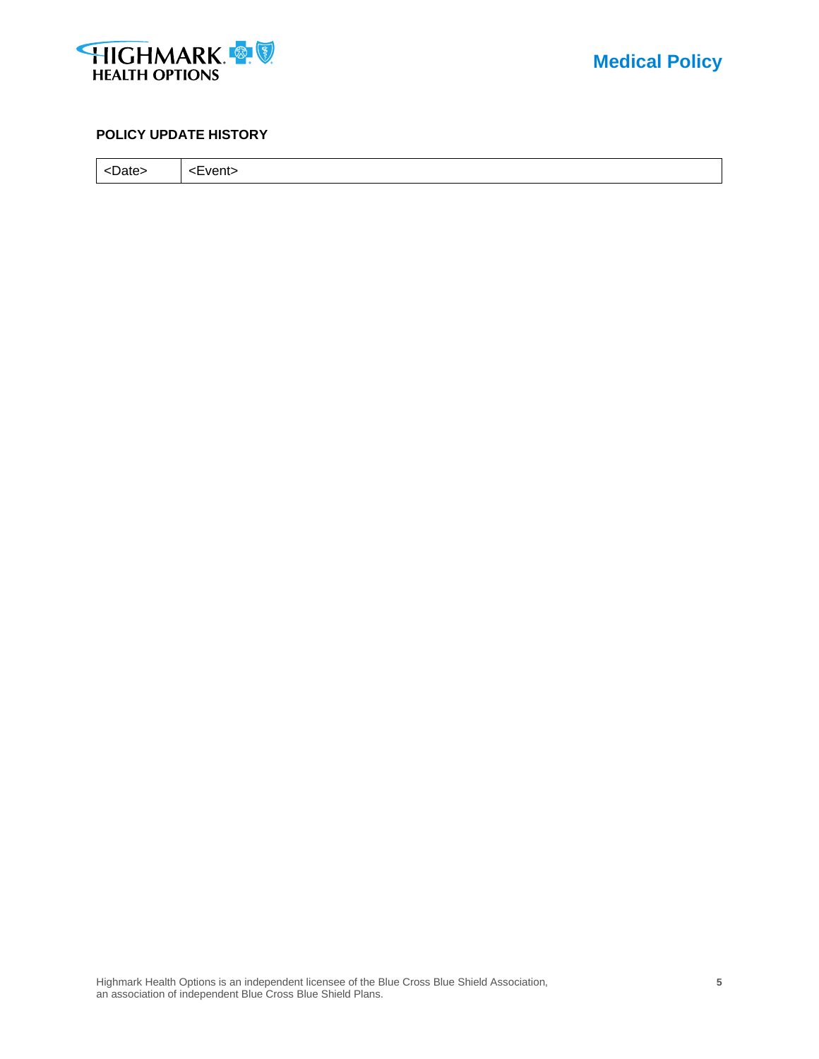## POLICY UPDATE HISTORY

| | |
|---|---|
| <Date> | <Event> |

Highmark Health Options is an independent licensee of the Blue Cross Blue Shield Association, an association of independent Blue Cross Blue Shield Plans.